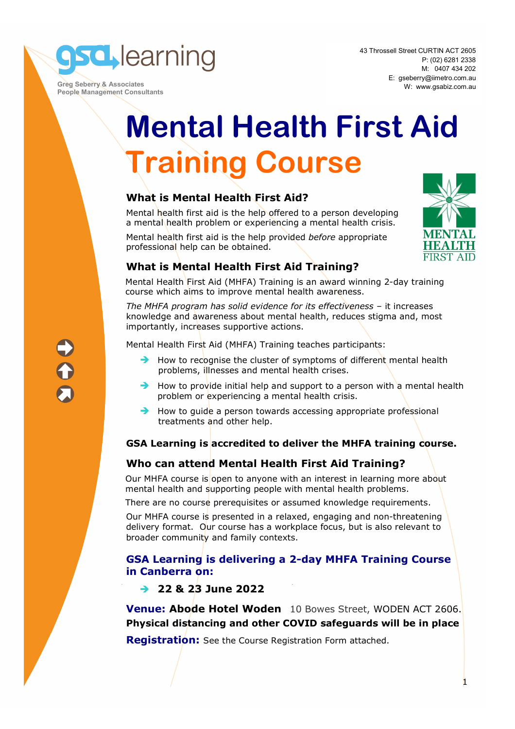gsa learning

Greg Seberry & Associates
People Management Consultants

43 Throssell Street CURTIN ACT 2605
P: (02) 6281 2338
M: 0407 434 202
E: gseberry@iimetro.com.au
W: www.gsabiz.com.au

# Mental Health First Aid Training Course

MENTAL HEALTH FIRST AID

## What is Mental Health First Aid?

Mental health first aid is the help offered to a person developing a mental health problem or experiencing a mental health crisis.

Mental health first aid is the help provided *before* appropriate professional help can be obtained.

## What is Mental Health First Aid Training?

Mental Health First Aid (MHFA) Training is an award winning 2-day training course which aims to improve mental health awareness.

*The MHFA program has solid evidence for its effectiveness* – it increases knowledge and awareness about mental health, reduces stigma and, most importantly, increases supportive actions.

Mental Health First Aid (MHFA) Training teaches participants:

- How to recognise the cluster of symptoms of different mental health problems, illnesses and mental health crises.
- How to provide initial help and support to a person with a mental health problem or experiencing a mental health crisis.
- How to guide a person towards accessing appropriate professional treatments and other help.

**GSA Learning is accredited to deliver the MHFA training course.**

## Who can attend Mental Health First Aid Training?

Our MHFA course is open to anyone with an interest in learning more about mental health and supporting people with mental health problems.

There are no course prerequisites or assumed knowledge requirements.

Our MHFA course is presented in a relaxed, engaging and non-threatening delivery format. Our course has a workplace focus, but is also relevant to broader community and family contexts.

### GSA Learning is delivering a 2-day MHFA Training Course in Canberra on:

- **22 & 23 June 2022**

**Venue: Abode Hotel Woden** 10 Bowes Street, WODEN ACT 2606.

**Physical distancing and other COVID safeguards will be in place**

**Registration:** See the Course Registration Form attached.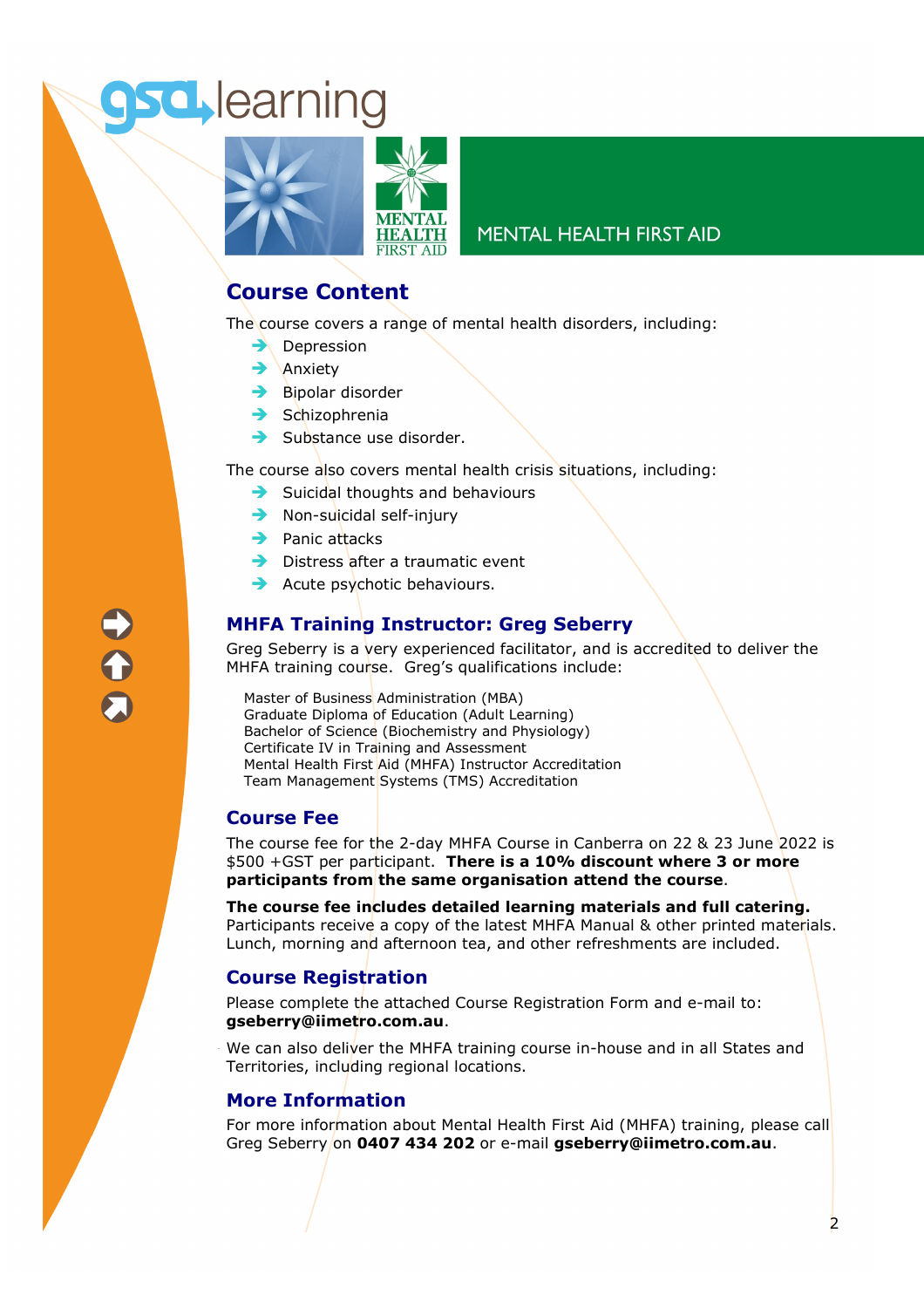gsa learning

MENTAL HEALTH FIRST AID

## Course Content

The course covers a range of mental health disorders, including:

- Depression
- Anxiety
- Bipolar disorder
- Schizophrenia
- Substance use disorder.

The course also covers mental health crisis situations, including:

- Suicidal thoughts and behaviours
- Non-suicidal self-injury
- Panic attacks
- Distress after a traumatic event
- Acute psychotic behaviours.

## MHFA Training Instructor: Greg Seberry

Greg Seberry is a very experienced facilitator, and is accredited to deliver the MHFA training course. Greg's qualifications include:

Master of Business Administration (MBA)
Graduate Diploma of Education (Adult Learning)
Bachelor of Science (Biochemistry and Physiology)
Certificate IV in Training and Assessment
Mental Health First Aid (MHFA) Instructor Accreditation
Team Management Systems (TMS) Accreditation

## Course Fee

The course fee for the 2-day MHFA Course in Canberra on 22 & 23 June 2022 is $500 +GST per participant. **There is a 10% discount where 3 or more participants from the same organisation attend the course**.

**The course fee includes detailed learning materials and full catering.** Participants receive a copy of the latest MHFA Manual & other printed materials. Lunch, morning and afternoon tea, and other refreshments are included.

## Course Registration

Please complete the attached Course Registration Form and e-mail to: **gseberry@iimetro.com.au**.

We can also deliver the MHFA training course in-house and in all States and Territories, including regional locations.

## More Information

For more information about Mental Health First Aid (MHFA) training, please call Greg Seberry on **0407 434 202** or e-mail **gseberry@iimetro.com.au**.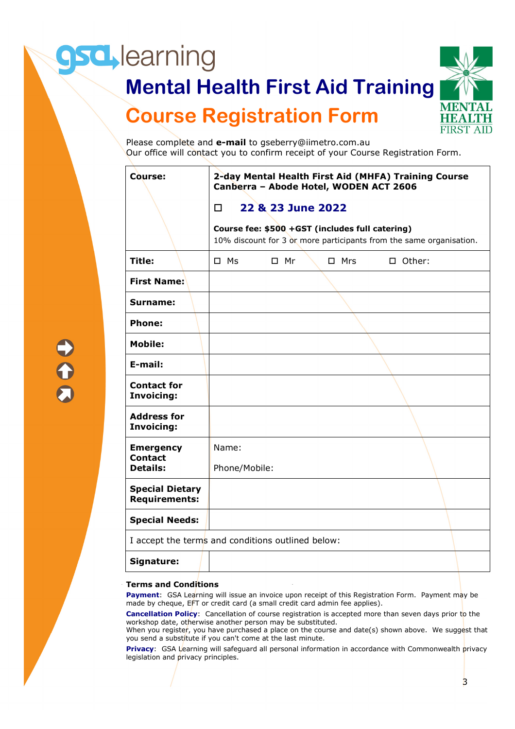gsa learning

# Mental Health First Aid Training

## Course Registration Form

MENTAL HEALTH FIRST AID

Please complete and **e-mail** to gseberry@iimetro.com.au
Our office will contact you to confirm receipt of your Course Registration Form.

| | |
|---|---|
| **Course:** | **2-day Mental Health First Aid (MHFA) Training Course Canberra – Abode Hotel, WODEN ACT 2606**<br><br>☐ **22 & 23 June 2022**<br><br>**Course fee: $500 +GST (includes full catering)**<br>10% discount for 3 or more participants from the same organisation. |
| **Title:** | ☐ Ms ☐ Mr ☐ Mrs ☐ Other: |
| **First Name:** | |
| **Surname:** | |
| **Phone:** | |
| **Mobile:** | |
| **E-mail:** | |
| **Contact for Invoicing:** | |
| **Address for Invoicing:** | |
| **Emergency Contact Details:** | Name:<br><br>Phone/Mobile: |
| **Special Dietary Requirements:** | |
| **Special Needs:** | |
| I accept the terms and conditions outlined below: | |
| **Signature:** | |

**Terms and Conditions**

**Payment**: GSA Learning will issue an invoice upon receipt of this Registration Form. Payment may be made by cheque, EFT or credit card (a small credit card admin fee applies).

**Cancellation Policy**: Cancellation of course registration is accepted more than seven days prior to the workshop date, otherwise another person may be substituted.
When you register, you have purchased a place on the course and date(s) shown above. We suggest that you send a substitute if you can't come at the last minute.

**Privacy**: GSA Learning will safeguard all personal information in accordance with Commonwealth privacy legislation and privacy principles.